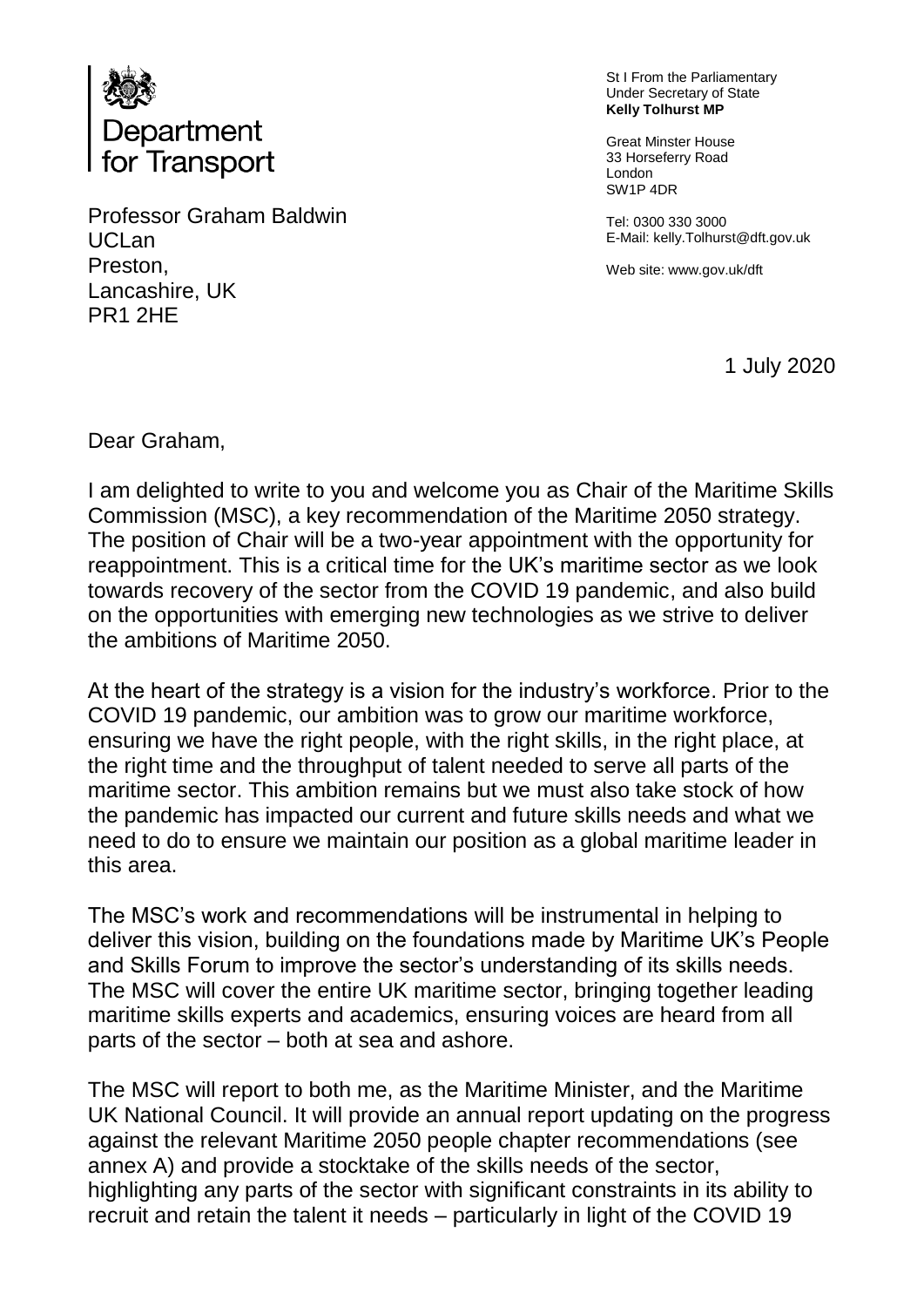Department for Transport

St I From the Parliamentary Under Secretary of State
**Kelly Tolhurst MP**

Great Minster House
33 Horseferry Road
London
SW1P 4DR

Tel: 0300 330 3000
E-Mail: kelly.Tolhurst@dft.gov.uk

Web site: www.gov.uk/dft

Professor Graham Baldwin
UCLan
Preston,
Lancashire, UK
PR1 2HE

1 July 2020

Dear Graham,

I am delighted to write to you and welcome you as Chair of the Maritime Skills Commission (MSC), a key recommendation of the Maritime 2050 strategy. The position of Chair will be a two-year appointment with the opportunity for reappointment. This is a critical time for the UK's maritime sector as we look towards recovery of the sector from the COVID 19 pandemic, and also build on the opportunities with emerging new technologies as we strive to deliver the ambitions of Maritime 2050.

At the heart of the strategy is a vision for the industry's workforce. Prior to the COVID 19 pandemic, our ambition was to grow our maritime workforce, ensuring we have the right people, with the right skills, in the right place, at the right time and the throughput of talent needed to serve all parts of the maritime sector. This ambition remains but we must also take stock of how the pandemic has impacted our current and future skills needs and what we need to do to ensure we maintain our position as a global maritime leader in this area.

The MSC's work and recommendations will be instrumental in helping to deliver this vision, building on the foundations made by Maritime UK's People and Skills Forum to improve the sector's understanding of its skills needs. The MSC will cover the entire UK maritime sector, bringing together leading maritime skills experts and academics, ensuring voices are heard from all parts of the sector – both at sea and ashore.

The MSC will report to both me, as the Maritime Minister, and the Maritime UK National Council. It will provide an annual report updating on the progress against the relevant Maritime 2050 people chapter recommendations (see annex A) and provide a stocktake of the skills needs of the sector, highlighting any parts of the sector with significant constraints in its ability to recruit and retain the talent it needs – particularly in light of the COVID 19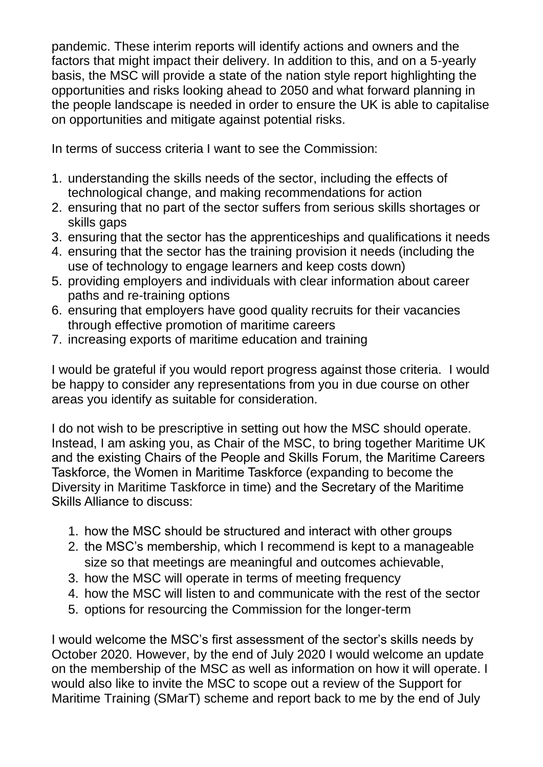pandemic. These interim reports will identify actions and owners and the factors that might impact their delivery. In addition to this, and on a 5-yearly basis, the MSC will provide a state of the nation style report highlighting the opportunities and risks looking ahead to 2050 and what forward planning in the people landscape is needed in order to ensure the UK is able to capitalise on opportunities and mitigate against potential risks.

In terms of success criteria I want to see the Commission:

1. understanding the skills needs of the sector, including the effects of technological change, and making recommendations for action
2. ensuring that no part of the sector suffers from serious skills shortages or skills gaps
3. ensuring that the sector has the apprenticeships and qualifications it needs
4. ensuring that the sector has the training provision it needs (including the use of technology to engage learners and keep costs down)
5. providing employers and individuals with clear information about career paths and re-training options
6. ensuring that employers have good quality recruits for their vacancies through effective promotion of maritime careers
7. increasing exports of maritime education and training

I would be grateful if you would report progress against those criteria. I would be happy to consider any representations from you in due course on other areas you identify as suitable for consideration.

I do not wish to be prescriptive in setting out how the MSC should operate. Instead, I am asking you, as Chair of the MSC, to bring together Maritime UK and the existing Chairs of the People and Skills Forum, the Maritime Careers Taskforce, the Women in Maritime Taskforce (expanding to become the Diversity in Maritime Taskforce in time) and the Secretary of the Maritime Skills Alliance to discuss:

1. how the MSC should be structured and interact with other groups
2. the MSC's membership, which I recommend is kept to a manageable size so that meetings are meaningful and outcomes achievable,
3. how the MSC will operate in terms of meeting frequency
4. how the MSC will listen to and communicate with the rest of the sector
5. options for resourcing the Commission for the longer-term

I would welcome the MSC's first assessment of the sector's skills needs by October 2020. However, by the end of July 2020 I would welcome an update on the membership of the MSC as well as information on how it will operate. I would also like to invite the MSC to scope out a review of the Support for Maritime Training (SMarT) scheme and report back to me by the end of July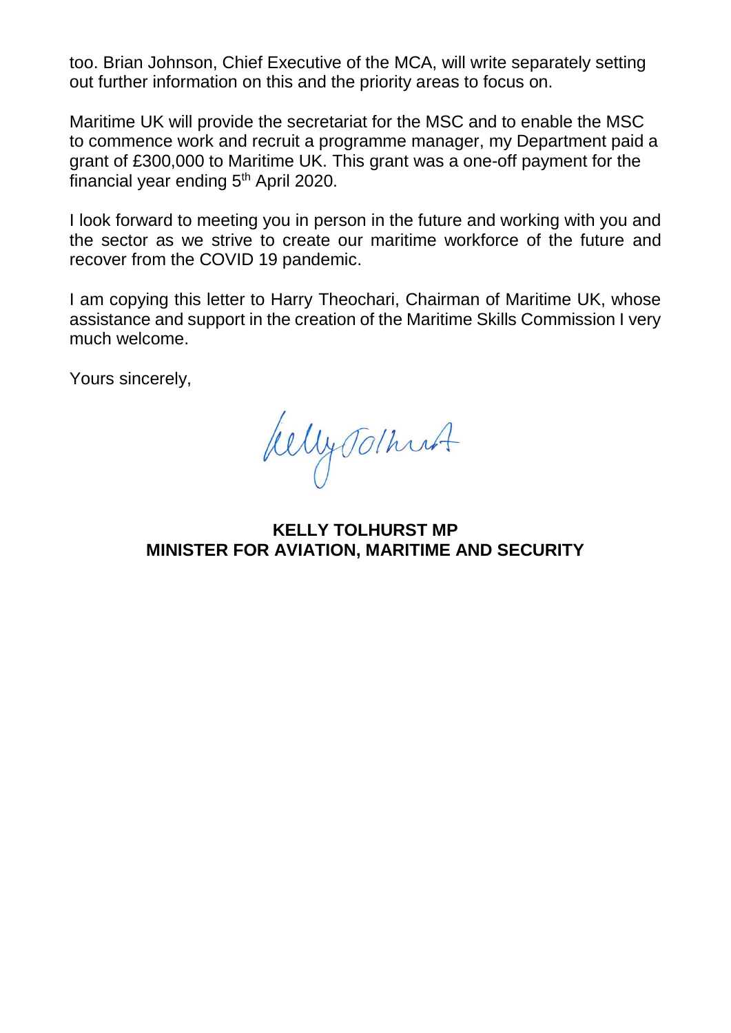too. Brian Johnson, Chief Executive of the MCA, will write separately setting out further information on this and the priority areas to focus on.

Maritime UK will provide the secretariat for the MSC and to enable the MSC to commence work and recruit a programme manager, my Department paid a grant of £300,000 to Maritime UK. This grant was a one-off payment for the financial year ending 5th April 2020.

I look forward to meeting you in person in the future and working with you and the sector as we strive to create our maritime workforce of the future and recover from the COVID 19 pandemic.

I am copying this letter to Harry Theochari, Chairman of Maritime UK, whose assistance and support in the creation of the Maritime Skills Commission I very much welcome.

Yours sincerely,

Kelly Tolhurst

**KELLY TOLHURST MP**
**MINISTER FOR AVIATION, MARITIME AND SECURITY**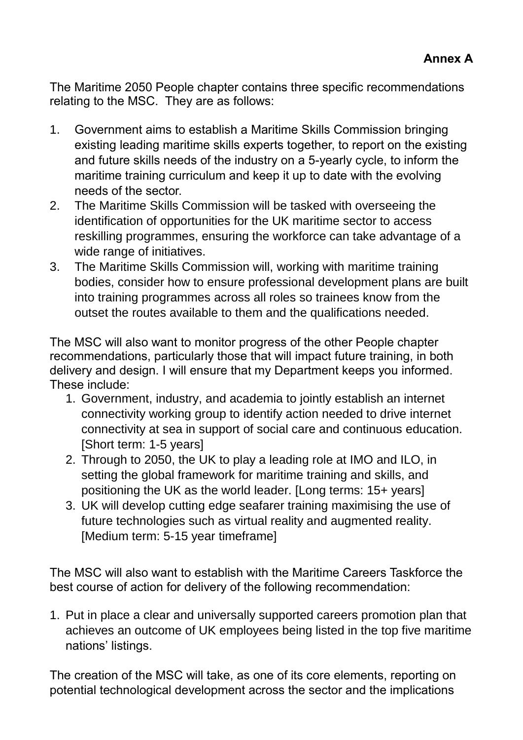**Annex A**

The Maritime 2050 People chapter contains three specific recommendations relating to the MSC. They are as follows:

1. Government aims to establish a Maritime Skills Commission bringing existing leading maritime skills experts together, to report on the existing and future skills needs of the industry on a 5-yearly cycle, to inform the maritime training curriculum and keep it up to date with the evolving needs of the sector.
2. The Maritime Skills Commission will be tasked with overseeing the identification of opportunities for the UK maritime sector to access reskilling programmes, ensuring the workforce can take advantage of a wide range of initiatives.
3. The Maritime Skills Commission will, working with maritime training bodies, consider how to ensure professional development plans are built into training programmes across all roles so trainees know from the outset the routes available to them and the qualifications needed.

The MSC will also want to monitor progress of the other People chapter recommendations, particularly those that will impact future training, in both delivery and design. I will ensure that my Department keeps you informed. These include:

1. Government, industry, and academia to jointly establish an internet connectivity working group to identify action needed to drive internet connectivity at sea in support of social care and continuous education. [Short term: 1-5 years]
2. Through to 2050, the UK to play a leading role at IMO and ILO, in setting the global framework for maritime training and skills, and positioning the UK as the world leader. [Long terms: 15+ years]
3. UK will develop cutting edge seafarer training maximising the use of future technologies such as virtual reality and augmented reality. [Medium term: 5-15 year timeframe]

The MSC will also want to establish with the Maritime Careers Taskforce the best course of action for delivery of the following recommendation:

1. Put in place a clear and universally supported careers promotion plan that achieves an outcome of UK employees being listed in the top five maritime nations' listings.

The creation of the MSC will take, as one of its core elements, reporting on potential technological development across the sector and the implications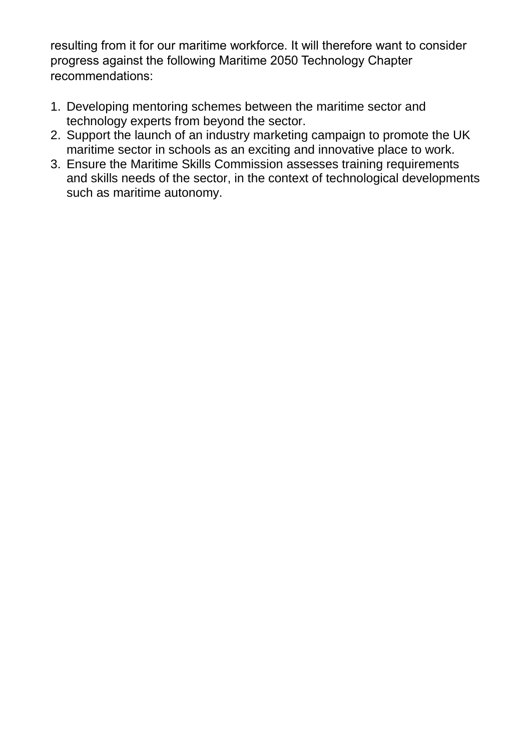resulting from it for our maritime workforce. It will therefore want to consider progress against the following Maritime 2050 Technology Chapter recommendations:

1. Developing mentoring schemes between the maritime sector and technology experts from beyond the sector.
2. Support the launch of an industry marketing campaign to promote the UK maritime sector in schools as an exciting and innovative place to work.
3. Ensure the Maritime Skills Commission assesses training requirements and skills needs of the sector, in the context of technological developments such as maritime autonomy.